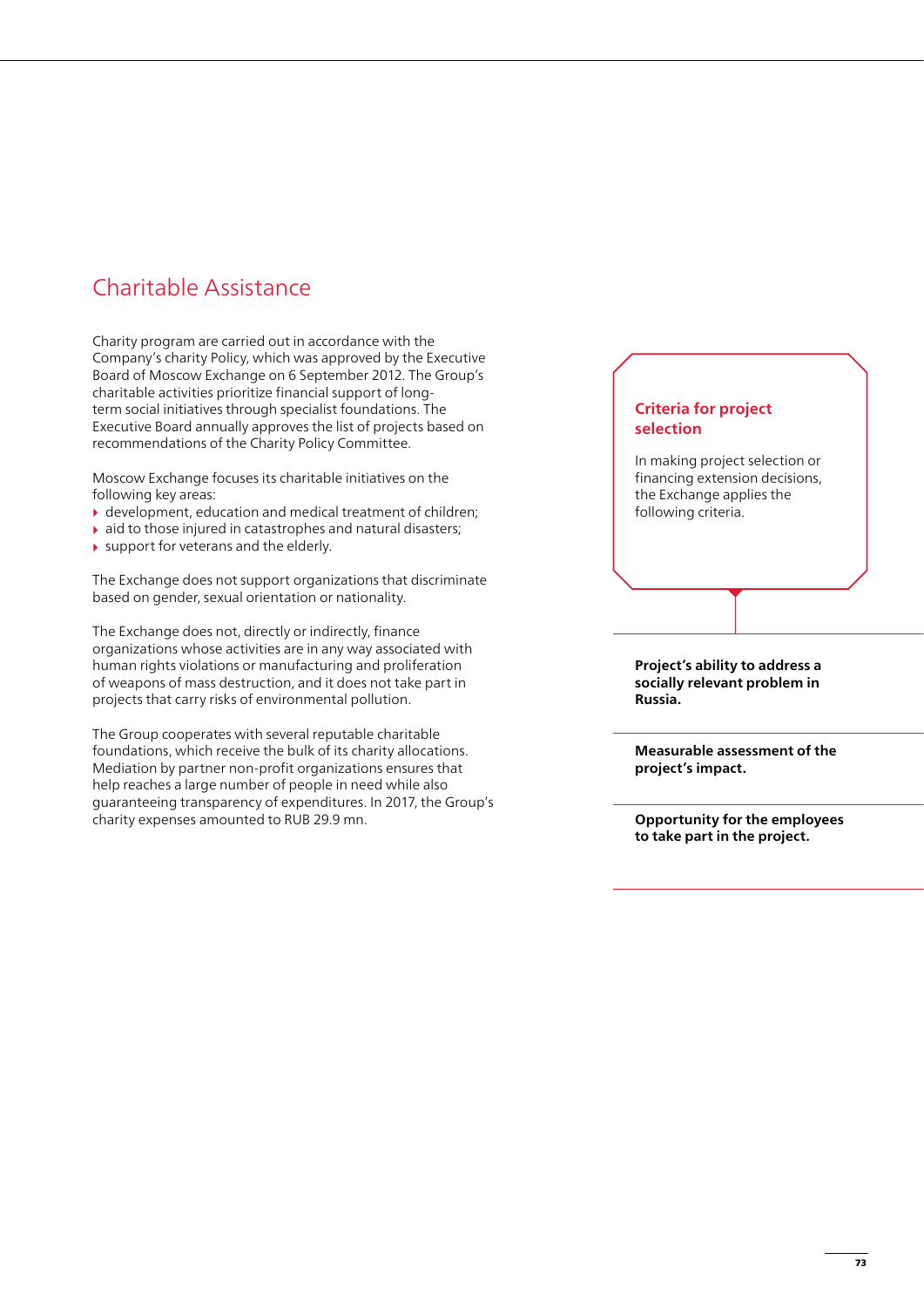## Charitable Assistance

Charity program are carried out in accordance with the Company's charity Policy, which was approved by the Executive Board of Moscow Exchange on 6 September 2012. The Group's charitable activities prioritize financial support of long-term social initiatives through specialist foundations. The Executive Board annually approves the list of projects based on recommendations of the Charity Policy Committee.

Moscow Exchange focuses its charitable initiatives on the following key areas:

- development, education and medical treatment of children;
- aid to those injured in catastrophes and natural disasters;
- support for veterans and the elderly.

The Exchange does not support organizations that discriminate based on gender, sexual orientation or nationality.

The Exchange does not, directly or indirectly, finance organizations whose activities are in any way associated with human rights violations or manufacturing and proliferation of weapons of mass destruction, and it does not take part in projects that carry risks of environmental pollution.

The Group cooperates with several reputable charitable foundations, which receive the bulk of its charity allocations. Mediation by partner non-profit organizations ensures that help reaches a large number of people in need while also guaranteeing transparency of expenditures. In 2017, the Group's charity expenses amounted to RUB 29.9 mn.

### Criteria for project selection

In making project selection or financing extension decisions, the Exchange applies the following criteria.

**Project's ability to address a socially relevant problem in Russia.**

**Measurable assessment of the project's impact.**

**Opportunity for the employees to take part in the project.**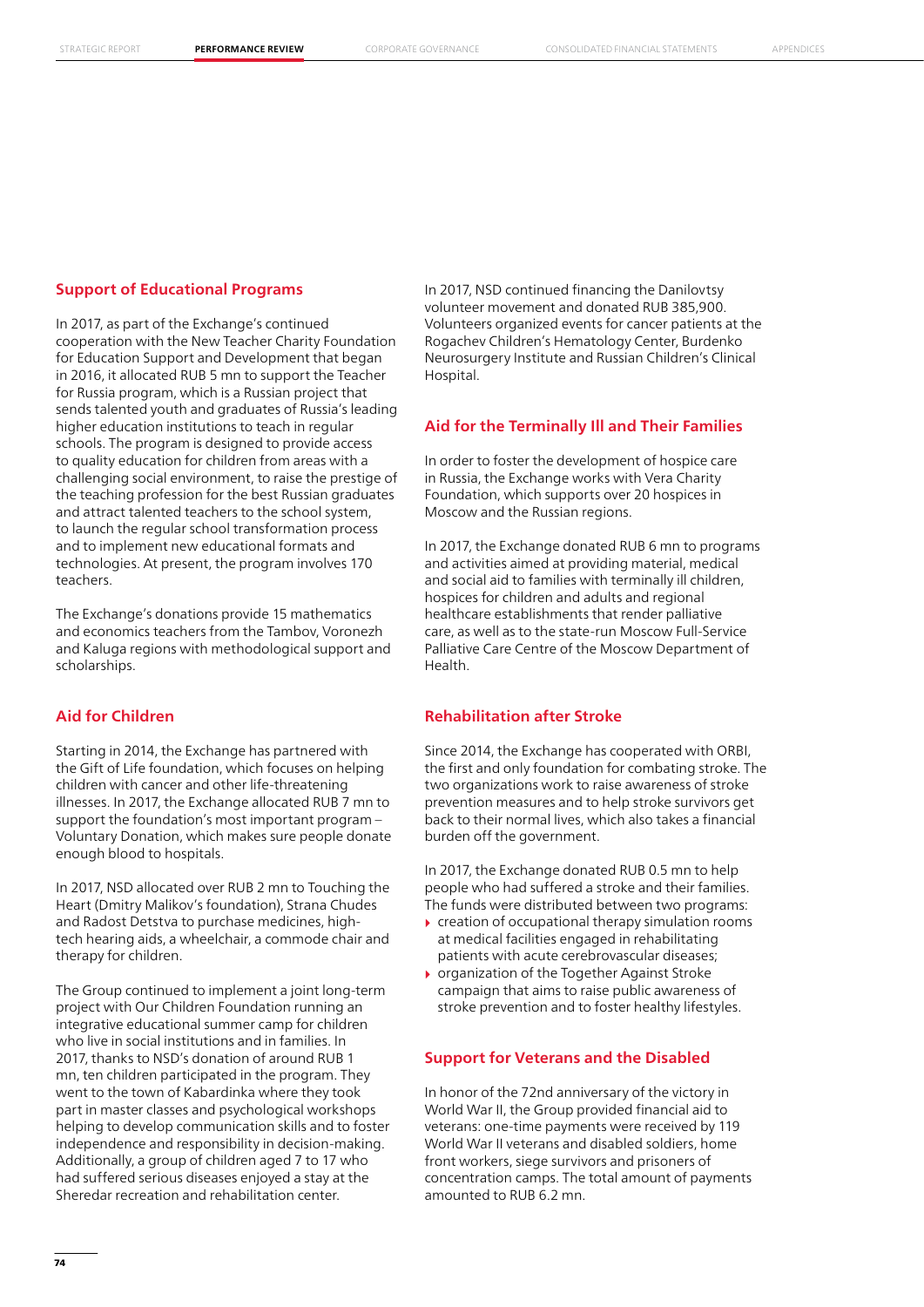## Support of Educational Programs

In 2017, as part of the Exchange's continued cooperation with the New Teacher Charity Foundation for Education Support and Development that began in 2016, it allocated RUB 5 mn to support the Teacher for Russia program, which is a Russian project that sends talented youth and graduates of Russia's leading higher education institutions to teach in regular schools. The program is designed to provide access to quality education for children from areas with a challenging social environment, to raise the prestige of the teaching profession for the best Russian graduates and attract talented teachers to the school system, to launch the regular school transformation process and to implement new educational formats and technologies. At present, the program involves 170 teachers.

The Exchange's donations provide 15 mathematics and economics teachers from the Tambov, Voronezh and Kaluga regions with methodological support and scholarships.

## Aid for Children

Starting in 2014, the Exchange has partnered with the Gift of Life foundation, which focuses on helping children with cancer and other life-threatening illnesses. In 2017, the Exchange allocated RUB 7 mn to support the foundation's most important program – Voluntary Donation, which makes sure people donate enough blood to hospitals.

In 2017, NSD allocated over RUB 2 mn to Touching the Heart (Dmitry Malikov's foundation), Strana Chudes and Radost Detstva to purchase medicines, high-tech hearing aids, a wheelchair, a commode chair and therapy for children.

The Group continued to implement a joint long-term project with Our Children Foundation running an integrative educational summer camp for children who live in social institutions and in families. In 2017, thanks to NSD's donation of around RUB 1 mn, ten children participated in the program. They went to the town of Kabardinka where they took part in master classes and psychological workshops helping to develop communication skills and to foster independence and responsibility in decision-making. Additionally, a group of children aged 7 to 17 who had suffered serious diseases enjoyed a stay at the Sheredar recreation and rehabilitation center.

In 2017, NSD continued financing the Danilovtsy volunteer movement and donated RUB 385,900. Volunteers organized events for cancer patients at the Rogachev Children's Hematology Center, Burdenko Neurosurgery Institute and Russian Children's Clinical Hospital.

## Aid for the Terminally Ill and Their Families

In order to foster the development of hospice care in Russia, the Exchange works with Vera Charity Foundation, which supports over 20 hospices in Moscow and the Russian regions.

In 2017, the Exchange donated RUB 6 mn to programs and activities aimed at providing material, medical and social aid to families with terminally ill children, hospices for children and adults and regional healthcare establishments that render palliative care, as well as to the state-run Moscow Full-Service Palliative Care Centre of the Moscow Department of Health.

## Rehabilitation after Stroke

Since 2014, the Exchange has cooperated with ORBI, the first and only foundation for combating stroke. The two organizations work to raise awareness of stroke prevention measures and to help stroke survivors get back to their normal lives, which also takes a financial burden off the government.

In 2017, the Exchange donated RUB 0.5 mn to help people who had suffered a stroke and their families. The funds were distributed between two programs:

- creation of occupational therapy simulation rooms at medical facilities engaged in rehabilitating patients with acute cerebrovascular diseases;
- organization of the Together Against Stroke campaign that aims to raise public awareness of stroke prevention and to foster healthy lifestyles.

## Support for Veterans and the Disabled

In honor of the 72nd anniversary of the victory in World War II, the Group provided financial aid to veterans: one-time payments were received by 119 World War II veterans and disabled soldiers, home front workers, siege survivors and prisoners of concentration camps. The total amount of payments amounted to RUB 6.2 mn.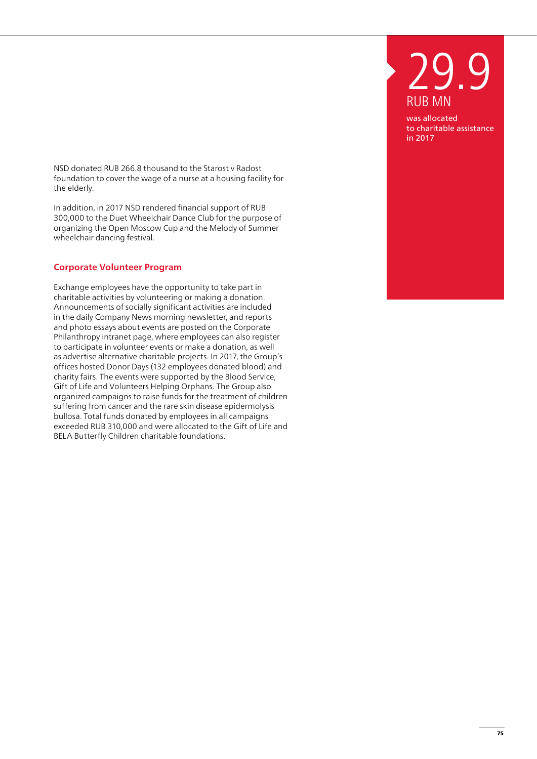**29.9**

RUB MN

was allocated to charitable assistance in 2017

NSD donated RUB 266.8 thousand to the Starost v Radost foundation to cover the wage of a nurse at a housing facility for the elderly.

In addition, in 2017 NSD rendered financial support of RUB 300,000 to the Duet Wheelchair Dance Club for the purpose of organizing the Open Moscow Cup and the Melody of Summer wheelchair dancing festival.

### Corporate Volunteer Program

Exchange employees have the opportunity to take part in charitable activities by volunteering or making a donation. Announcements of socially significant activities are included in the daily Company News morning newsletter, and reports and photo essays about events are posted on the Corporate Philanthropy intranet page, where employees can also register to participate in volunteer events or make a donation, as well as advertise alternative charitable projects. In 2017, the Group's offices hosted Donor Days (132 employees donated blood) and charity fairs. The events were supported by the Blood Service, Gift of Life and Volunteers Helping Orphans. The Group also organized campaigns to raise funds for the treatment of children suffering from cancer and the rare skin disease epidermolysis bullosa. Total funds donated by employees in all campaigns exceeded RUB 310,000 and were allocated to the Gift of Life and BELA Butterfly Children charitable foundations.